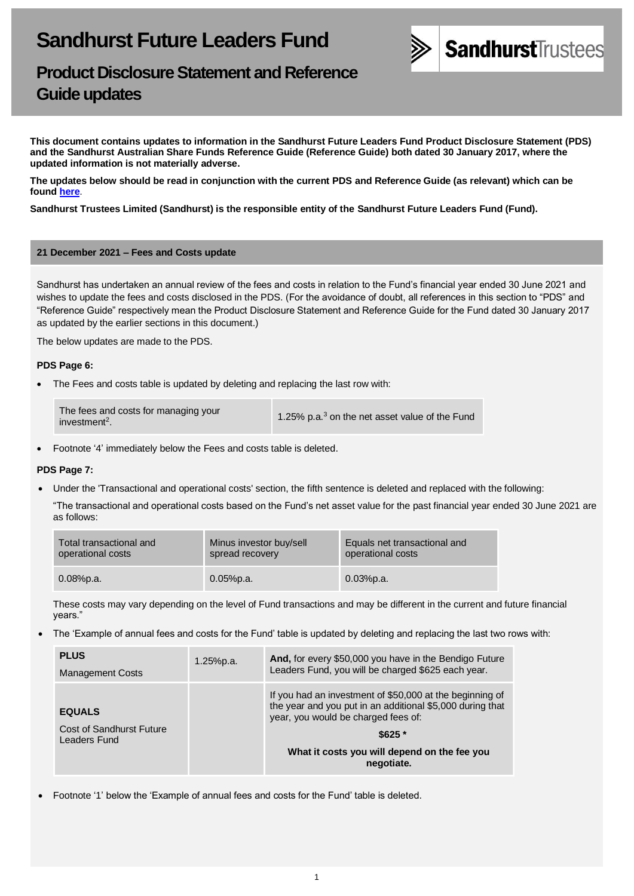# Sandhurst Future Leaders Fund

## Product Disclosure Statement and Reference Guide updates

**This document contains updates to information in the Sandhurst Future Leaders Fund Product Disclosure Statement (PDS) and the Sandhurst Australian Share Funds Reference Guide (Reference Guide) both dated 30 January 2017, where the updated information is not materially adverse.**

**The updates below should be read in conjunction with the current PDS and Reference Guide (as relevant) which can be found here.**

**Sandhurst Trustees Limited (Sandhurst) is the responsible entity of the Sandhurst Future Leaders Fund (Fund).**

### 21 December 2021 – Fees and Costs update

Sandhurst has undertaken an annual review of the fees and costs in relation to the Fund's financial year ended 30 June 2021 and wishes to update the fees and costs disclosed in the PDS. (For the avoidance of doubt, all references in this section to "PDS" and "Reference Guide" respectively mean the Product Disclosure Statement and Reference Guide for the Fund dated 30 January 2017 as updated by the earlier sections in this document.)

The below updates are made to the PDS.

**PDS Page 6:**

- The Fees and costs table is updated by deleting and replacing the last row with:

| The fees and costs for managing your investment[2]. | 1.25% p.a.[3] on the net asset value of the Fund |
|---|---|

- Footnote '4' immediately below the Fees and costs table is deleted.

**PDS Page 7:**

- Under the 'Transactional and operational costs' section, the fifth sentence is deleted and replaced with the following:

  "The transactional and operational costs based on the Fund's net asset value for the past financial year ended 30 June 2021 are as follows:

| Total transactional and operational costs | Minus investor buy/sell spread recovery | Equals net transactional and operational costs |
|---|---|---|
| 0.08%p.a. | 0.05%p.a. | 0.03%p.a. |

  These costs may vary depending on the level of Fund transactions and may be different in the current and future financial years."

- The 'Example of annual fees and costs for the Fund' table is updated by deleting and replacing the last two rows with:

| **PLUS** Management Costs | 1.25%p.a. | **And,** for every $50,000 you have in the Bendigo Future Leaders Fund, you will be charged $625 each year. |
|---|---|---|
| **EQUALS** Cost of Sandhurst Future Leaders Fund | | If you had an investment of $50,000 at the beginning of the year and you put in an additional $5,000 during that year, you would be charged fees of: **$625 \*** **What it costs you will depend on the fee you negotiate.** |

- Footnote '1' below the 'Example of annual fees and costs for the Fund' table is deleted.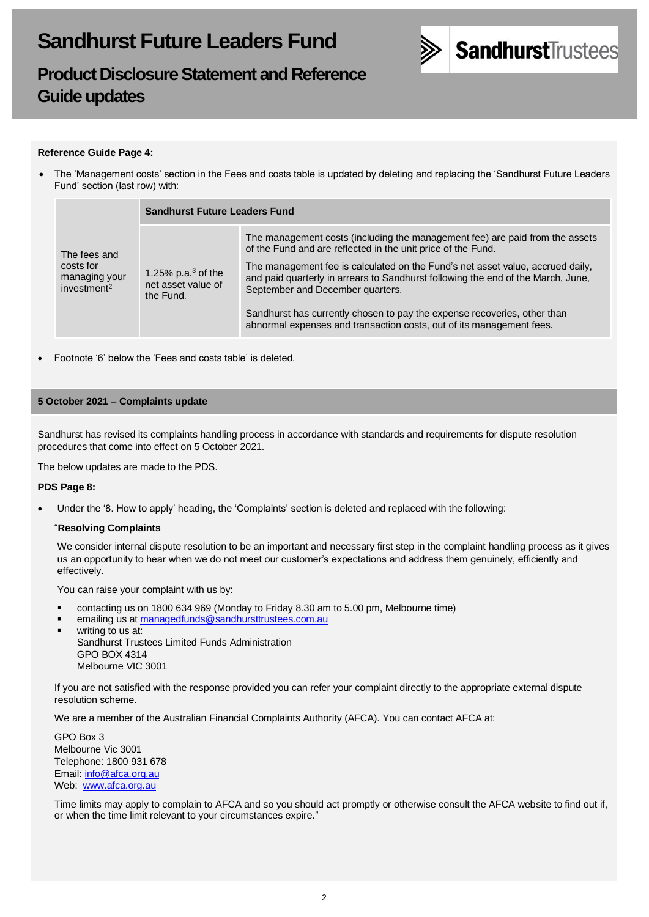# Sandhurst Future Leaders Fund

## Product Disclosure Statement and Reference Guide updates

**Reference Guide Page 4:**

- The 'Management costs' section in the Fees and costs table is updated by deleting and replacing the 'Sandhurst Future Leaders Fund' section (last row) with:

| | Sandhurst Future Leaders Fund | |
|---|---|---|
| The fees and costs for managing your investment[2] | 1.25% p.a.[3] of the net asset value of the Fund. | The management costs (including the management fee) are paid from the assets of the Fund and are reflected in the unit price of the Fund.<br><br>The management fee is calculated on the Fund's net asset value, accrued daily, and paid quarterly in arrears to Sandhurst following the end of the March, June, September and December quarters.<br><br>Sandhurst has currently chosen to pay the expense recoveries, other than abnormal expenses and transaction costs, out of its management fees. |

- Footnote '6' below the 'Fees and costs table' is deleted.

### 5 October 2021 – Complaints update

Sandhurst has revised its complaints handling process in accordance with standards and requirements for dispute resolution procedures that come into effect on 5 October 2021.

The below updates are made to the PDS.

**PDS Page 8:**

- Under the '8. How to apply' heading, the 'Complaints' section is deleted and replaced with the following:

"**Resolving Complaints**

We consider internal dispute resolution to be an important and necessary first step in the complaint handling process as it gives us an opportunity to hear when we do not meet our customer's expectations and address them genuinely, efficiently and effectively.

You can raise your complaint with us by:

- contacting us on 1800 634 969 (Monday to Friday 8.30 am to 5.00 pm, Melbourne time)
- emailing us at managedfunds@sandhursttrustees.com.au
- writing to us at:
  Sandhurst Trustees Limited Funds Administration
  GPO BOX 4314
  Melbourne VIC 3001

If you are not satisfied with the response provided you can refer your complaint directly to the appropriate external dispute resolution scheme.

We are a member of the Australian Financial Complaints Authority (AFCA). You can contact AFCA at:

GPO Box 3
Melbourne Vic 3001
Telephone: 1800 931 678
Email: info@afca.org.au
Web: www.afca.org.au

Time limits may apply to complain to AFCA and so you should act promptly or otherwise consult the AFCA website to find out if, or when the time limit relevant to your circumstances expire."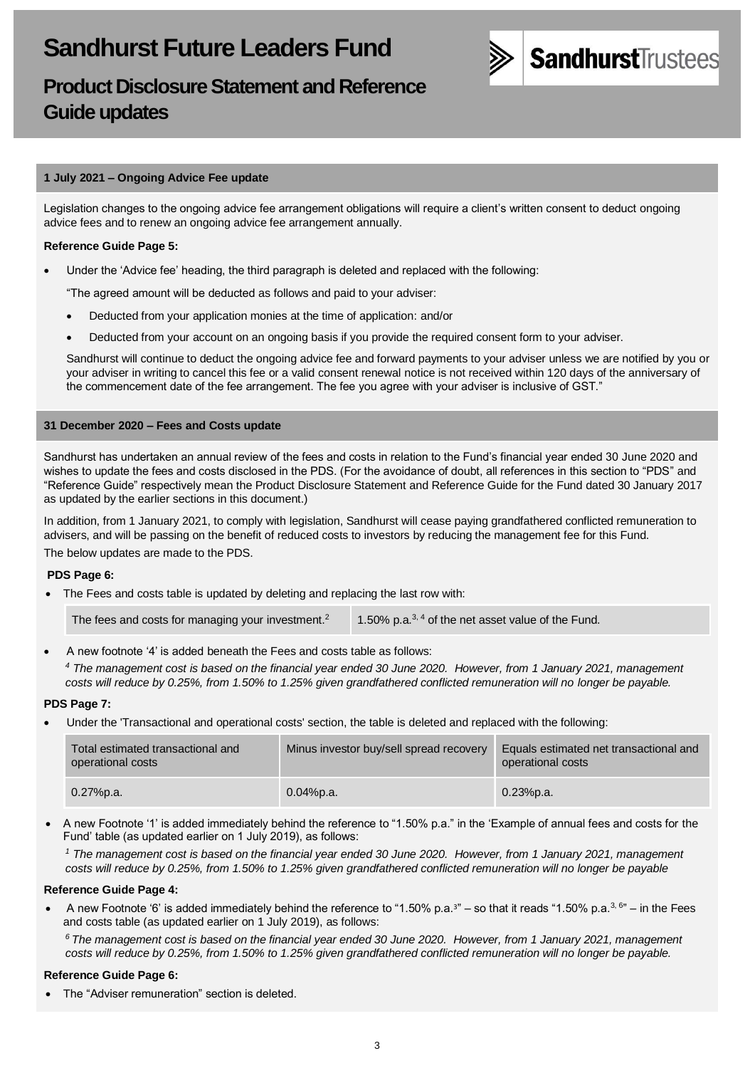# Sandhurst Future Leaders Fund

## Product Disclosure Statement and Reference Guide updates

### 1 July 2021 – Ongoing Advice Fee update

Legislation changes to the ongoing advice fee arrangement obligations will require a client's written consent to deduct ongoing advice fees and to renew an ongoing advice fee arrangement annually.

**Reference Guide Page 5:**

- Under the 'Advice fee' heading, the third paragraph is deleted and replaced with the following:

  "The agreed amount will be deducted as follows and paid to your adviser:

  - Deducted from your application monies at the time of application: and/or
  - Deducted from your account on an ongoing basis if you provide the required consent form to your adviser.

  Sandhurst will continue to deduct the ongoing advice fee and forward payments to your adviser unless we are notified by you or your adviser in writing to cancel this fee or a valid consent renewal notice is not received within 120 days of the anniversary of the commencement date of the fee arrangement. The fee you agree with your adviser is inclusive of GST."

### 31 December 2020 – Fees and Costs update

Sandhurst has undertaken an annual review of the fees and costs in relation to the Fund's financial year ended 30 June 2020 and wishes to update the fees and costs disclosed in the PDS. (For the avoidance of doubt, all references in this section to "PDS" and "Reference Guide" respectively mean the Product Disclosure Statement and Reference Guide for the Fund dated 30 January 2017 as updated by the earlier sections in this document.)

In addition, from 1 January 2021, to comply with legislation, Sandhurst will cease paying grandfathered conflicted remuneration to advisers, and will be passing on the benefit of reduced costs to investors by reducing the management fee for this Fund.

The below updates are made to the PDS.

**PDS Page 6:**

- The Fees and costs table is updated by deleting and replacing the last row with:

| | |
|---|---|
| The fees and costs for managing your investment.[2] | 1.50% p.a.[3, 4] of the net asset value of the Fund. |

- A new footnote '4' is added beneath the Fees and costs table as follows:

  *[4] The management cost is based on the financial year ended 30 June 2020. However, from 1 January 2021, management costs will reduce by 0.25%, from 1.50% to 1.25% given grandfathered conflicted remuneration will no longer be payable.*

**PDS Page 7:**

- Under the 'Transactional and operational costs' section, the table is deleted and replaced with the following:

| Total estimated transactional and operational costs | Minus investor buy/sell spread recovery | Equals estimated net transactional and operational costs |
|---|---|---|
| 0.27%p.a. | 0.04%p.a. | 0.23%p.a. |

- A new Footnote '1' is added immediately behind the reference to "1.50% p.a." in the 'Example of annual fees and costs for the Fund' table (as updated earlier on 1 July 2019), as follows:

  *[1] The management cost is based on the financial year ended 30 June 2020. However, from 1 January 2021, management costs will reduce by 0.25%, from 1.50% to 1.25% given grandfathered conflicted remuneration will no longer be payable*

**Reference Guide Page 4:**

- A new Footnote '6' is added immediately behind the reference to "1.50% p.a.[3]" – so that it reads "1.50% p.a.[3, 6]" – in the Fees and costs table (as updated earlier on 1 July 2019), as follows:

  *[6] The management cost is based on the financial year ended 30 June 2020. However, from 1 January 2021, management costs will reduce by 0.25%, from 1.50% to 1.25% given grandfathered conflicted remuneration will no longer be payable.*

**Reference Guide Page 6:**

- The "Adviser remuneration" section is deleted.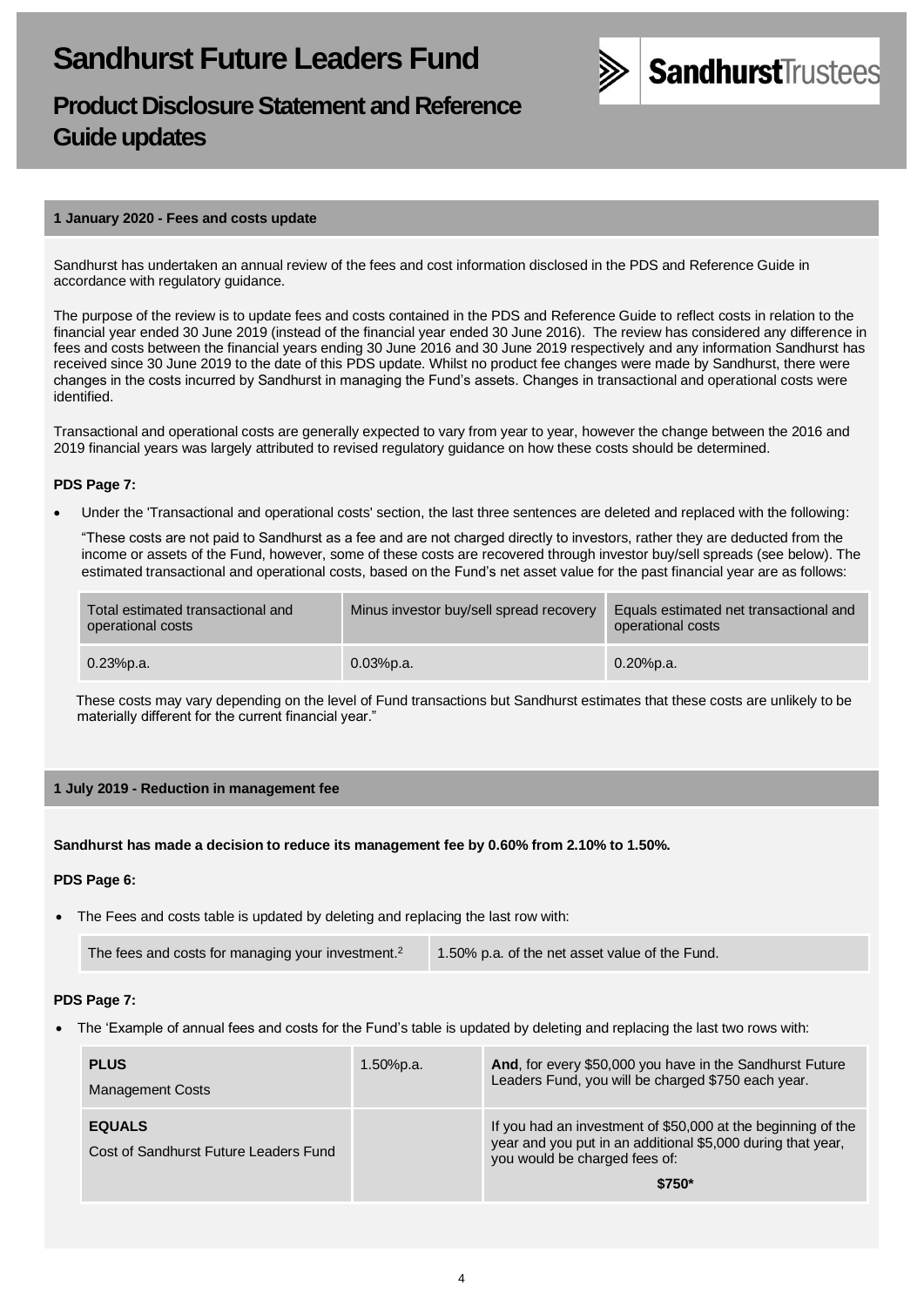# Sandhurst Future Leaders Fund

## Product Disclosure Statement and Reference Guide updates

### 1 January 2020 - Fees and costs update

Sandhurst has undertaken an annual review of the fees and cost information disclosed in the PDS and Reference Guide in accordance with regulatory guidance.

The purpose of the review is to update fees and costs contained in the PDS and Reference Guide to reflect costs in relation to the financial year ended 30 June 2019 (instead of the financial year ended 30 June 2016). The review has considered any difference in fees and costs between the financial years ending 30 June 2016 and 30 June 2019 respectively and any information Sandhurst has received since 30 June 2019 to the date of this PDS update. Whilst no product fee changes were made by Sandhurst, there were changes in the costs incurred by Sandhurst in managing the Fund's assets. Changes in transactional and operational costs were identified.

Transactional and operational costs are generally expected to vary from year to year, however the change between the 2016 and 2019 financial years was largely attributed to revised regulatory guidance on how these costs should be determined.

**PDS Page 7:**

- Under the 'Transactional and operational costs' section, the last three sentences are deleted and replaced with the following:

  "These costs are not paid to Sandhurst as a fee and are not charged directly to investors, rather they are deducted from the income or assets of the Fund, however, some of these costs are recovered through investor buy/sell spreads (see below). The estimated transactional and operational costs, based on the Fund's net asset value for the past financial year are as follows:

| Total estimated transactional and operational costs | Minus investor buy/sell spread recovery | Equals estimated net transactional and operational costs |
|---|---|---|
| 0.23%p.a. | 0.03%p.a. | 0.20%p.a. |

  These costs may vary depending on the level of Fund transactions but Sandhurst estimates that these costs are unlikely to be materially different for the current financial year."

### 1 July 2019 - Reduction in management fee

**Sandhurst has made a decision to reduce its management fee by 0.60% from 2.10% to 1.50%.**

**PDS Page 6:**

- The Fees and costs table is updated by deleting and replacing the last row with:

| The fees and costs for managing your investment.[2] | 1.50% p.a. of the net asset value of the Fund. |
|---|---|

**PDS Page 7:**

- The 'Example of annual fees and costs for the Fund's table is updated by deleting and replacing the last two rows with:

| **PLUS** Management Costs | 1.50%p.a. | **And**, for every $50,000 you have in the Sandhurst Future Leaders Fund, you will be charged $750 each year. |
|---|---|---|
| **EQUALS** Cost of Sandhurst Future Leaders Fund | | If you had an investment of $50,000 at the beginning of the year and you put in an additional $5,000 during that year, you would be charged fees of: **$750*** |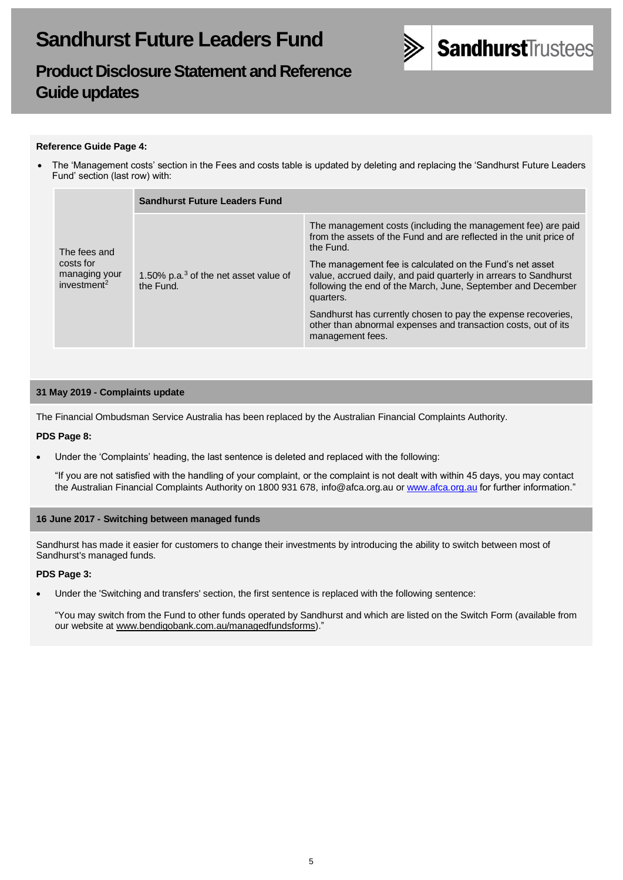# Sandhurst Future Leaders Fund

## Product Disclosure Statement and Reference Guide updates

**Reference Guide Page 4:**

- The 'Management costs' section in the Fees and costs table is updated by deleting and replacing the 'Sandhurst Future Leaders Fund' section (last row) with:

| | Sandhurst Future Leaders Fund | |
|---|---|---|
| The fees and costs for managing your investment[2] | 1.50% p.a.[3] of the net asset value of the Fund. | The management costs (including the management fee) are paid from the assets of the Fund and are reflected in the unit price of the Fund.<br><br>The management fee is calculated on the Fund's net asset value, accrued daily, and paid quarterly in arrears to Sandhurst following the end of the March, June, September and December quarters.<br><br>Sandhurst has currently chosen to pay the expense recoveries, other than abnormal expenses and transaction costs, out of its management fees. |

### 31 May 2019 - Complaints update

The Financial Ombudsman Service Australia has been replaced by the Australian Financial Complaints Authority.

**PDS Page 8:**

- Under the 'Complaints' heading, the last sentence is deleted and replaced with the following:

  "If you are not satisfied with the handling of your complaint, or the complaint is not dealt with within 45 days, you may contact the Australian Financial Complaints Authority on 1800 931 678, info@afca.org.au or www.afca.org.au for further information."

### 16 June 2017 - Switching between managed funds

Sandhurst has made it easier for customers to change their investments by introducing the ability to switch between most of Sandhurst's managed funds.

**PDS Page 3:**

- Under the 'Switching and transfers' section, the first sentence is replaced with the following sentence:

  "You may switch from the Fund to other funds operated by Sandhurst and which are listed on the Switch Form (available from our website at www.bendigobank.com.au/managedfundsforms)."